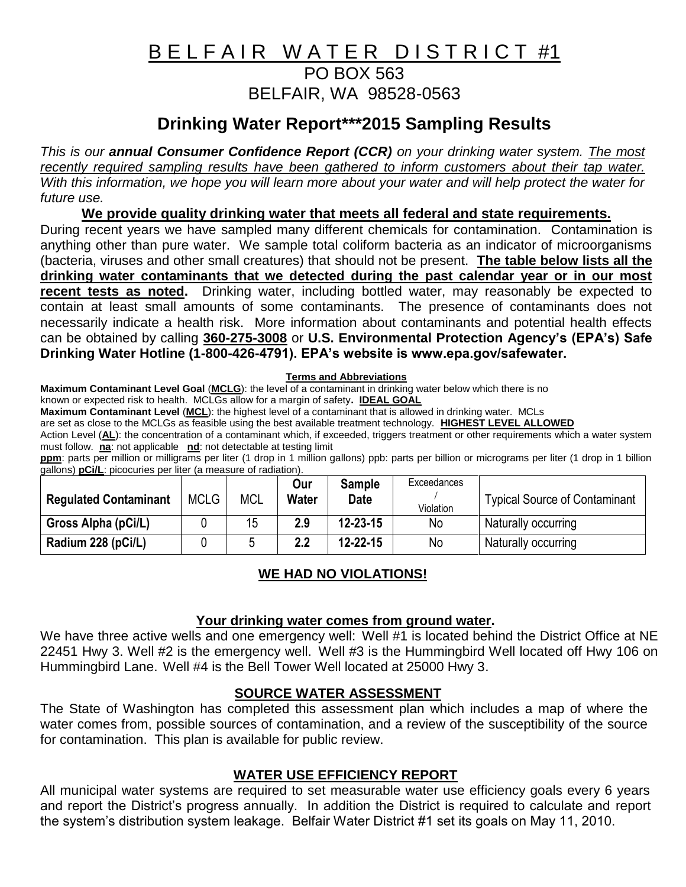# BELFAIR WATER DISTRICT #1

PO BOX 563

BELFAIR, WA 98528-0563

## Drinking Water Report***2015 Sampling Results

*This is our **annual Consumer Confidence Report (CCR)** on your drinking water system. The most recently required sampling results have been gathered to inform customers about their tap water. With this information, we hope you will learn more about your water and will help protect the water for future use.*

**We provide quality drinking water that meets all federal and state requirements.**

During recent years we have sampled many different chemicals for contamination. Contamination is anything other than pure water. We sample total coliform bacteria as an indicator of microorganisms (bacteria, viruses and other small creatures) that should not be present. **The table below lists all the drinking water contaminants that we detected during the past calendar year or in our most recent tests as noted.** Drinking water, including bottled water, may reasonably be expected to contain at least small amounts of some contaminants. The presence of contaminants does not necessarily indicate a health risk. More information about contaminants and potential health effects can be obtained by calling **360-275-3008** or **U.S. Environmental Protection Agency's (EPA's) Safe Drinking Water Hotline (1-800-426-4791). EPA's website is www.epa.gov/safewater.**

**Terms and Abbreviations**

**Maximum Contaminant Level Goal** (**MCLG**): the level of a contaminant in drinking water below which there is no known or expected risk to health. MCLGs allow for a margin of safety. **IDEAL GOAL**

**Maximum Contaminant Level** (**MCL**): the highest level of a contaminant that is allowed in drinking water. MCLs are set as close to the MCLGs as feasible using the best available treatment technology. **HIGHEST LEVEL ALLOWED**

Action Level (**AL**): the concentration of a contaminant which, if exceeded, triggers treatment or other requirements which a water system must follow. **na**: not applicable **nd**: not detectable at testing limit

**ppm**: parts per million or milligrams per liter (1 drop in 1 million gallons) ppb: parts per billion or micrograms per liter (1 drop in 1 billion gallons) **pCi/L**: picocuries per liter (a measure of radiation).

| Regulated Contaminant | MCLG | MCL | Our Water | Sample Date | Exceedances / Violation | Typical Source of Contaminant |
|---|---|---|---|---|---|---|
| **Gross Alpha (pCi/L)** | 0 | 15 | **2.9** | **12-23-15** | No | Naturally occurring |
| **Radium 228 (pCi/L)** | 0 | 5 | **2.2** | **12-22-15** | No | Naturally occurring |

**WE HAD NO VIOLATIONS!**

**Your drinking water comes from ground water.**

We have three active wells and one emergency well: Well #1 is located behind the District Office at NE 22451 Hwy 3. Well #2 is the emergency well. Well #3 is the Hummingbird Well located off Hwy 106 on Hummingbird Lane. Well #4 is the Bell Tower Well located at 25000 Hwy 3.

**SOURCE WATER ASSESSMENT**

The State of Washington has completed this assessment plan which includes a map of where the water comes from, possible sources of contamination, and a review of the susceptibility of the source for contamination. This plan is available for public review.

**WATER USE EFFICIENCY REPORT**

All municipal water systems are required to set measurable water use efficiency goals every 6 years and report the District's progress annually. In addition the District is required to calculate and report the system's distribution system leakage. Belfair Water District #1 set its goals on May 11, 2010.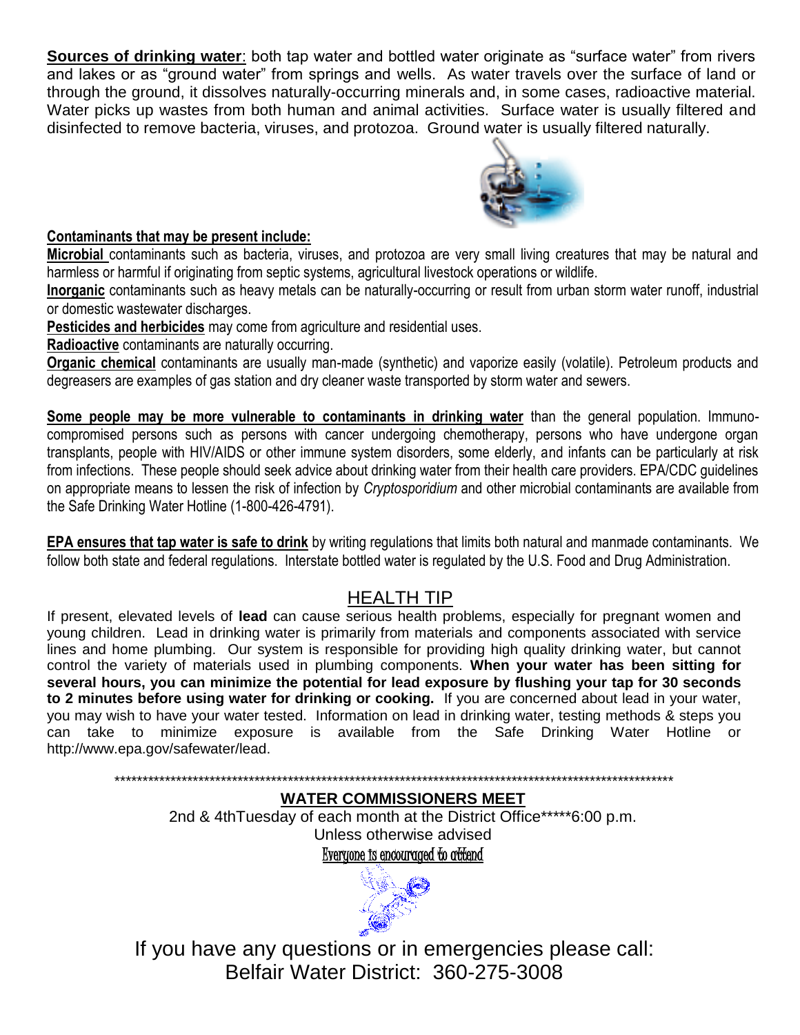**Sources of drinking water**: both tap water and bottled water originate as "surface water" from rivers and lakes or as "ground water" from springs and wells. As water travels over the surface of land or through the ground, it dissolves naturally-occurring minerals and, in some cases, radioactive material. Water picks up wastes from both human and animal activities. Surface water is usually filtered and disinfected to remove bacteria, viruses, and protozoa. Ground water is usually filtered naturally.

**Contaminants that may be present include:**

**Microbial** contaminants such as bacteria, viruses, and protozoa are very small living creatures that may be natural and harmless or harmful if originating from septic systems, agricultural livestock operations or wildlife.

**Inorganic** contaminants such as heavy metals can be naturally-occurring or result from urban storm water runoff, industrial or domestic wastewater discharges.

**Pesticides and herbicides** may come from agriculture and residential uses.

**Radioactive** contaminants are naturally occurring.

**Organic chemical** contaminants are usually man-made (synthetic) and vaporize easily (volatile). Petroleum products and degreasers are examples of gas station and dry cleaner waste transported by storm water and sewers.

**Some people may be more vulnerable to contaminants in drinking water** than the general population. Immuno-compromised persons such as persons with cancer undergoing chemotherapy, persons who have undergone organ transplants, people with HIV/AIDS or other immune system disorders, some elderly, and infants can be particularly at risk from infections. These people should seek advice about drinking water from their health care providers. EPA/CDC guidelines on appropriate means to lessen the risk of infection by *Cryptosporidium* and other microbial contaminants are available from the Safe Drinking Water Hotline (1-800-426-4791).

**EPA ensures that tap water is safe to drink** by writing regulations that limits both natural and manmade contaminants. We follow both state and federal regulations. Interstate bottled water is regulated by the U.S. Food and Drug Administration.

## HEALTH TIP

If present, elevated levels of **lead** can cause serious health problems, especially for pregnant women and young children. Lead in drinking water is primarily from materials and components associated with service lines and home plumbing. Our system is responsible for providing high quality drinking water, but cannot control the variety of materials used in plumbing components. **When your water has been sitting for several hours, you can minimize the potential for lead exposure by flushing your tap for 30 seconds to 2 minutes before using water for drinking or cooking.** If you are concerned about lead in your water, you may wish to have your water tested. Information on lead in drinking water, testing methods & steps you can take to minimize exposure is available from the Safe Drinking Water Hotline or http://www.epa.gov/safewater/lead.

*****************************************************************************************************

**WATER COMMISSIONERS MEET**

2nd & 4thTuesday of each month at the District Office*****6:00 p.m.

Unless otherwise advised

Everyone is encouraged to attend

If you have any questions or in emergencies please call:
Belfair Water District: 360-275-3008